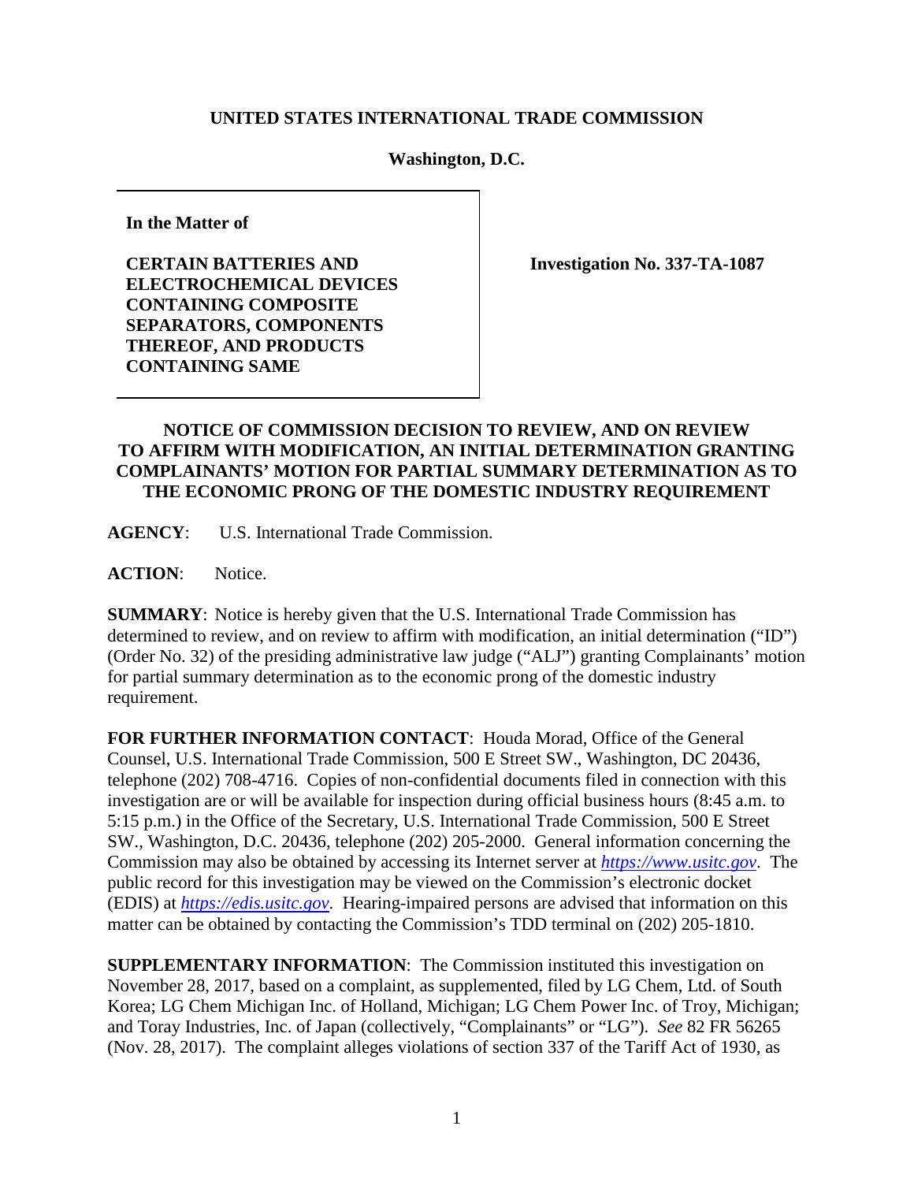**UNITED STATES INTERNATIONAL TRADE COMMISSION**

**Washington, D.C.**

| **In the Matter of**<br><br>**CERTAIN BATTERIES AND ELECTROCHEMICAL DEVICES CONTAINING COMPOSITE SEPARATORS, COMPONENTS THEREOF, AND PRODUCTS CONTAINING SAME** | **Investigation No. 337-TA-1087** |
|---|---|

**NOTICE OF COMMISSION DECISION TO REVIEW, AND ON REVIEW TO AFFIRM WITH MODIFICATION, AN INITIAL DETERMINATION GRANTING COMPLAINANTS' MOTION FOR PARTIAL SUMMARY DETERMINATION AS TO THE ECONOMIC PRONG OF THE DOMESTIC INDUSTRY REQUIREMENT**

**AGENCY**: U.S. International Trade Commission.

**ACTION**: Notice.

**SUMMARY**: Notice is hereby given that the U.S. International Trade Commission has determined to review, and on review to affirm with modification, an initial determination ("ID") (Order No. 32) of the presiding administrative law judge ("ALJ") granting Complainants' motion for partial summary determination as to the economic prong of the domestic industry requirement.

**FOR FURTHER INFORMATION CONTACT**: Houda Morad, Office of the General Counsel, U.S. International Trade Commission, 500 E Street SW., Washington, DC 20436, telephone (202) 708-4716. Copies of non-confidential documents filed in connection with this investigation are or will be available for inspection during official business hours (8:45 a.m. to 5:15 p.m.) in the Office of the Secretary, U.S. International Trade Commission, 500 E Street SW., Washington, D.C. 20436, telephone (202) 205-2000. General information concerning the Commission may also be obtained by accessing its Internet server at *https://www.usitc.gov*. The public record for this investigation may be viewed on the Commission's electronic docket (EDIS) at *https://edis.usitc.gov*. Hearing-impaired persons are advised that information on this matter can be obtained by contacting the Commission's TDD terminal on (202) 205-1810.

**SUPPLEMENTARY INFORMATION**: The Commission instituted this investigation on November 28, 2017, based on a complaint, as supplemented, filed by LG Chem, Ltd. of South Korea; LG Chem Michigan Inc. of Holland, Michigan; LG Chem Power Inc. of Troy, Michigan; and Toray Industries, Inc. of Japan (collectively, "Complainants" or "LG"). *See* 82 FR 56265 (Nov. 28, 2017). The complaint alleges violations of section 337 of the Tariff Act of 1930, as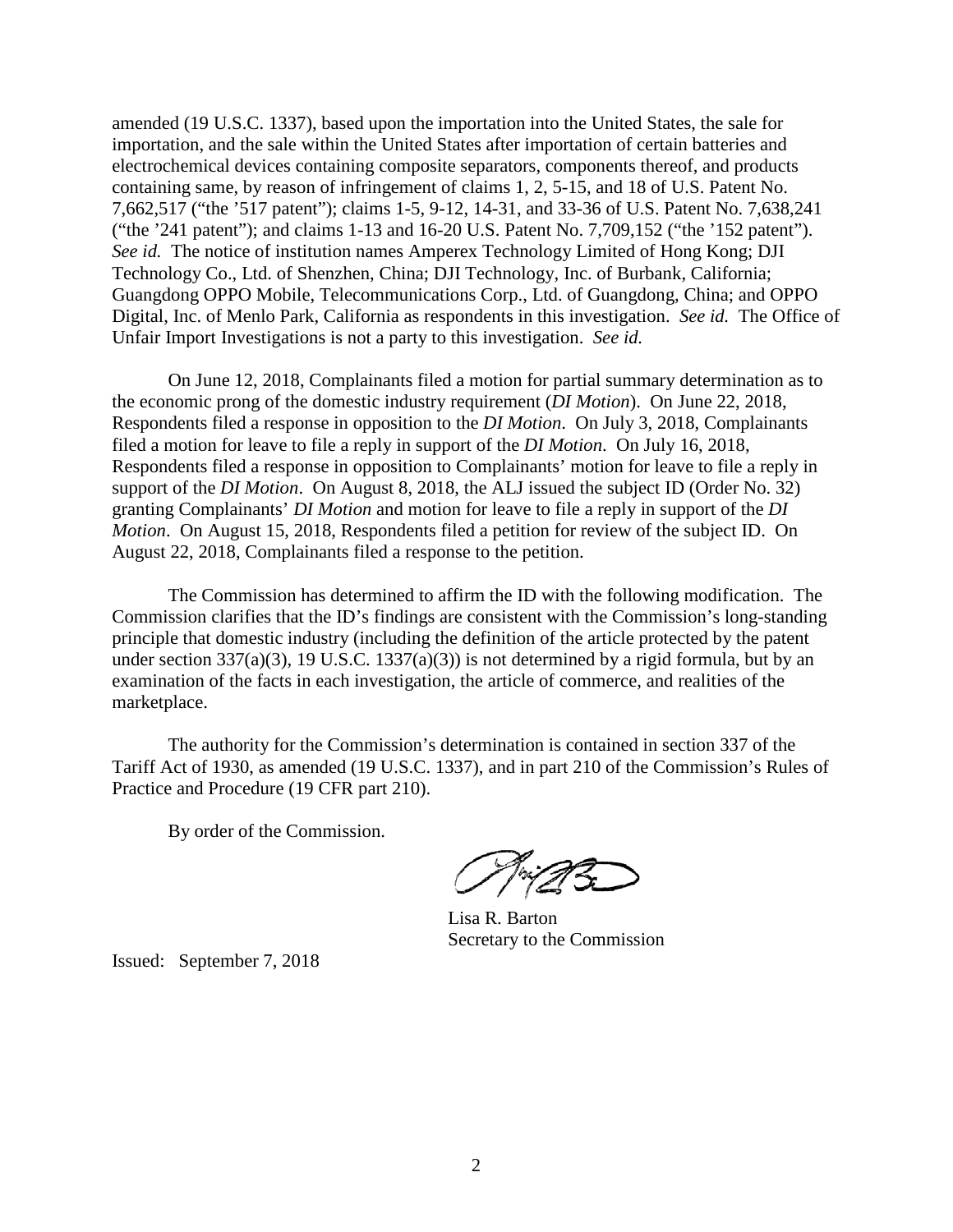amended (19 U.S.C. 1337), based upon the importation into the United States, the sale for importation, and the sale within the United States after importation of certain batteries and electrochemical devices containing composite separators, components thereof, and products containing same, by reason of infringement of claims 1, 2, 5-15, and 18 of U.S. Patent No. 7,662,517 ("the '517 patent"); claims 1-5, 9-12, 14-31, and 33-36 of U.S. Patent No. 7,638,241 ("the '241 patent"); and claims 1-13 and 16-20 U.S. Patent No. 7,709,152 ("the '152 patent"). *See id.* The notice of institution names Amperex Technology Limited of Hong Kong; DJI Technology Co., Ltd. of Shenzhen, China; DJI Technology, Inc. of Burbank, California; Guangdong OPPO Mobile, Telecommunications Corp., Ltd. of Guangdong, China; and OPPO Digital, Inc. of Menlo Park, California as respondents in this investigation. *See id.* The Office of Unfair Import Investigations is not a party to this investigation. *See id.*

On June 12, 2018, Complainants filed a motion for partial summary determination as to the economic prong of the domestic industry requirement (*DI Motion*). On June 22, 2018, Respondents filed a response in opposition to the *DI Motion*. On July 3, 2018, Complainants filed a motion for leave to file a reply in support of the *DI Motion*. On July 16, 2018, Respondents filed a response in opposition to Complainants' motion for leave to file a reply in support of the *DI Motion*. On August 8, 2018, the ALJ issued the subject ID (Order No. 32) granting Complainants' *DI Motion* and motion for leave to file a reply in support of the *DI Motion*. On August 15, 2018, Respondents filed a petition for review of the subject ID. On August 22, 2018, Complainants filed a response to the petition.

The Commission has determined to affirm the ID with the following modification. The Commission clarifies that the ID's findings are consistent with the Commission's long-standing principle that domestic industry (including the definition of the article protected by the patent under section 337(a)(3), 19 U.S.C. 1337(a)(3)) is not determined by a rigid formula, but by an examination of the facts in each investigation, the article of commerce, and realities of the marketplace.

The authority for the Commission's determination is contained in section 337 of the Tariff Act of 1930, as amended (19 U.S.C. 1337), and in part 210 of the Commission's Rules of Practice and Procedure (19 CFR part 210).

By order of the Commission.

Lisa R. Barton
Secretary to the Commission

Issued: September 7, 2018